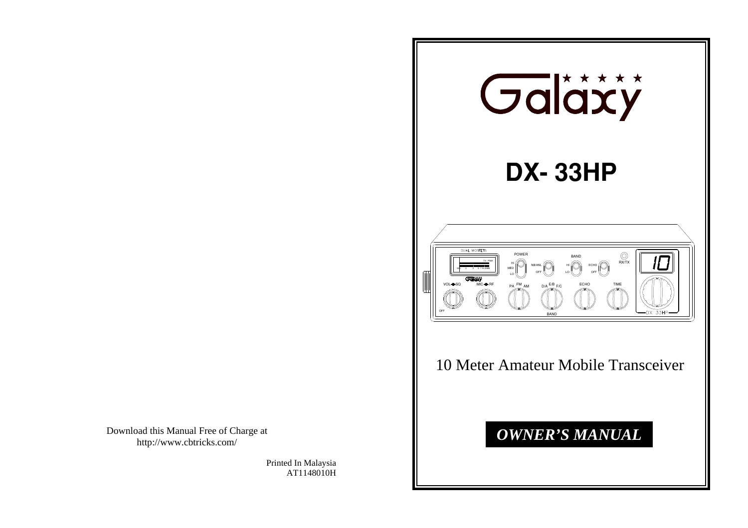Download this Manual Free of Charge at
http://www.cbtricks.com/

Printed In Malaysia
AT1148010H

# Galaxy

# DX- 33HP

10 Meter Amateur Mobile Transceiver

***OWNER'S MANUAL***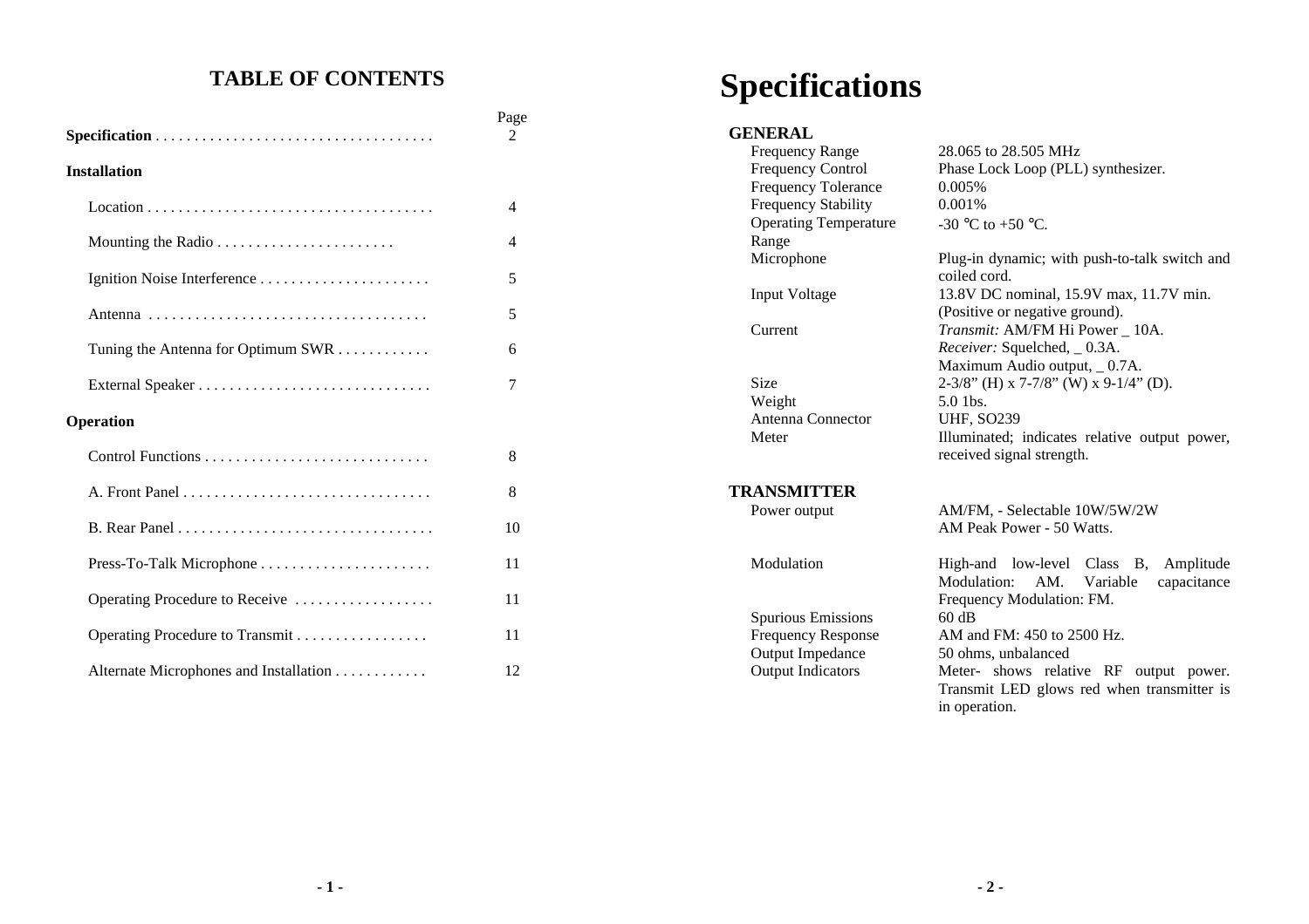## TABLE OF CONTENTS

| | Page |
|---|---|
| **Specification** . . . . . . . . . . . . . . . . . . . . . . . . . . . . . . . . . . . | 2 |
| **Installation** | |
| Location . . . . . . . . . . . . . . . . . . . . . . . . . . . . . . . . . . . . . | 4 |
| Mounting the Radio . . . . . . . . . . . . . . . . . . . . . . . | 4 |
| Ignition Noise Interference . . . . . . . . . . . . . . . . . . . . . . | 5 |
| Antenna . . . . . . . . . . . . . . . . . . . . . . . . . . . . . . . . . . . | 5 |
| Tuning the Antenna for Optimum SWR . . . . . . . . . . . . | 6 |
| External Speaker . . . . . . . . . . . . . . . . . . . . . . . . . . . . . | 7 |
| **Operation** | |
| Control Functions . . . . . . . . . . . . . . . . . . . . . . . . . . . . | 8 |
| A. Front Panel . . . . . . . . . . . . . . . . . . . . . . . . . . . . . . . | 8 |
| B. Rear Panel . . . . . . . . . . . . . . . . . . . . . . . . . . . . . . . . | 10 |
| Press-To-Talk Microphone . . . . . . . . . . . . . . . . . . . . . . | 11 |
| Operating Procedure to Receive . . . . . . . . . . . . . . . . . . | 11 |
| Operating Procedure to Transmit . . . . . . . . . . . . . . . . . | 11 |
| Alternate Microphones and Installation . . . . . . . . . . . . | 12 |

# Specifications

### GENERAL

| | |
|---|---|
| Frequency Range | 28.065 to 28.505 MHz |
| Frequency Control | Phase Lock Loop (PLL) synthesizer. |
| Frequency Tolerance | 0.005% |
| Frequency Stability | 0.001% |
| Operating Temperature Range | -30 ℃ to +50 ℃. |
| Microphone | Plug-in dynamic; with push-to-talk switch and coiled cord. |
| Input Voltage | 13.8V DC nominal, 15.9V max, 11.7V min. (Positive or negative ground). |
| Current | *Transmit:* AM/FM Hi Power _ 10A.<br>*Receiver:* Squelched, _ 0.3A.<br>Maximum Audio output, _ 0.7A. |
| Size | 2-3/8" (H) x 7-7/8" (W) x 9-1/4" (D). |
| Weight | 5.0 1bs. |
| Antenna Connector | UHF, SO239 |
| Meter | Illuminated; indicates relative output power, received signal strength. |

### TRANSMITTER

| | |
|---|---|
| Power output | AM/FM, - Selectable 10W/5W/2W<br>AM Peak Power - 50 Watts. |
| Modulation | High-and low-level Class B, Amplitude Modulation: AM. Variable capacitance Frequency Modulation: FM. |
| Spurious Emissions | 60 dB |
| Frequency Response | AM and FM: 450 to 2500 Hz. |
| Output Impedance | 50 ohms, unbalanced |
| Output Indicators | Meter- shows relative RF output power. Transmit LED glows red when transmitter is in operation. |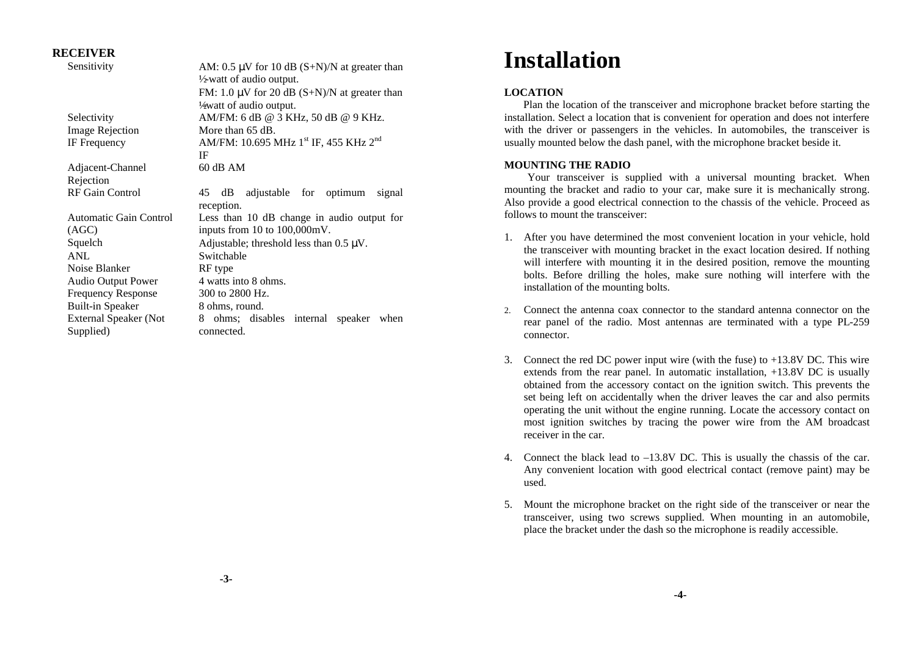## RECEIVER

| | |
|---|---|
| Sensitivity | AM: 0.5 μV for 10 dB (S+N)/N at greater than ½-watt of audio output.<br>FM: 1.0 μV for 20 dB (S+N)/N at greater than ½watt of audio output. |
| Selectivity | AM/FM: 6 dB @ 3 KHz, 50 dB @ 9 KHz. |
| Image Rejection | More than 65 dB. |
| IF Frequency | AM/FM: 10.695 MHz 1st IF, 455 KHz 2nd IF |
| Adjacent-Channel Rejection | 60 dB AM |
| RF Gain Control | 45 dB adjustable for optimum signal reception. |
| Automatic Gain Control (AGC) | Less than 10 dB change in audio output for inputs from 10 to 100,000mV. |
| Squelch | Adjustable; threshold less than 0.5 μV. |
| ANL | Switchable |
| Noise Blanker | RF type |
| Audio Output Power | 4 watts into 8 ohms. |
| Frequency Response | 300 to 2800 Hz. |
| Built-in Speaker | 8 ohms, round. |
| External Speaker (Not Supplied) | 8 ohms; disables internal speaker when connected. |

# Installation

**LOCATION**

Plan the location of the transceiver and microphone bracket before starting the installation. Select a location that is convenient for operation and does not interfere with the driver or passengers in the vehicles. In automobiles, the transceiver is usually mounted below the dash panel, with the microphone bracket beside it.

**MOUNTING THE RADIO**

Your transceiver is supplied with a universal mounting bracket. When mounting the bracket and radio to your car, make sure it is mechanically strong. Also provide a good electrical connection to the chassis of the vehicle. Proceed as follows to mount the transceiver:

1. After you have determined the most convenient location in your vehicle, hold the transceiver with mounting bracket in the exact location desired. If nothing will interfere with mounting it in the desired position, remove the mounting bolts. Before drilling the holes, make sure nothing will interfere with the installation of the mounting bolts.

2. Connect the antenna coax connector to the standard antenna connector on the rear panel of the radio. Most antennas are terminated with a type PL-259 connector.

3. Connect the red DC power input wire (with the fuse) to +13.8V DC. This wire extends from the rear panel. In automatic installation, +13.8V DC is usually obtained from the accessory contact on the ignition switch. This prevents the set being left on accidentally when the driver leaves the car and also permits operating the unit without the engine running. Locate the accessory contact on most ignition switches by tracing the power wire from the AM broadcast receiver in the car.

4. Connect the black lead to –13.8V DC. This is usually the chassis of the car. Any convenient location with good electrical contact (remove paint) may be used.

5. Mount the microphone bracket on the right side of the transceiver or near the transceiver, using two screws supplied. When mounting in an automobile, place the bracket under the dash so the microphone is readily accessible.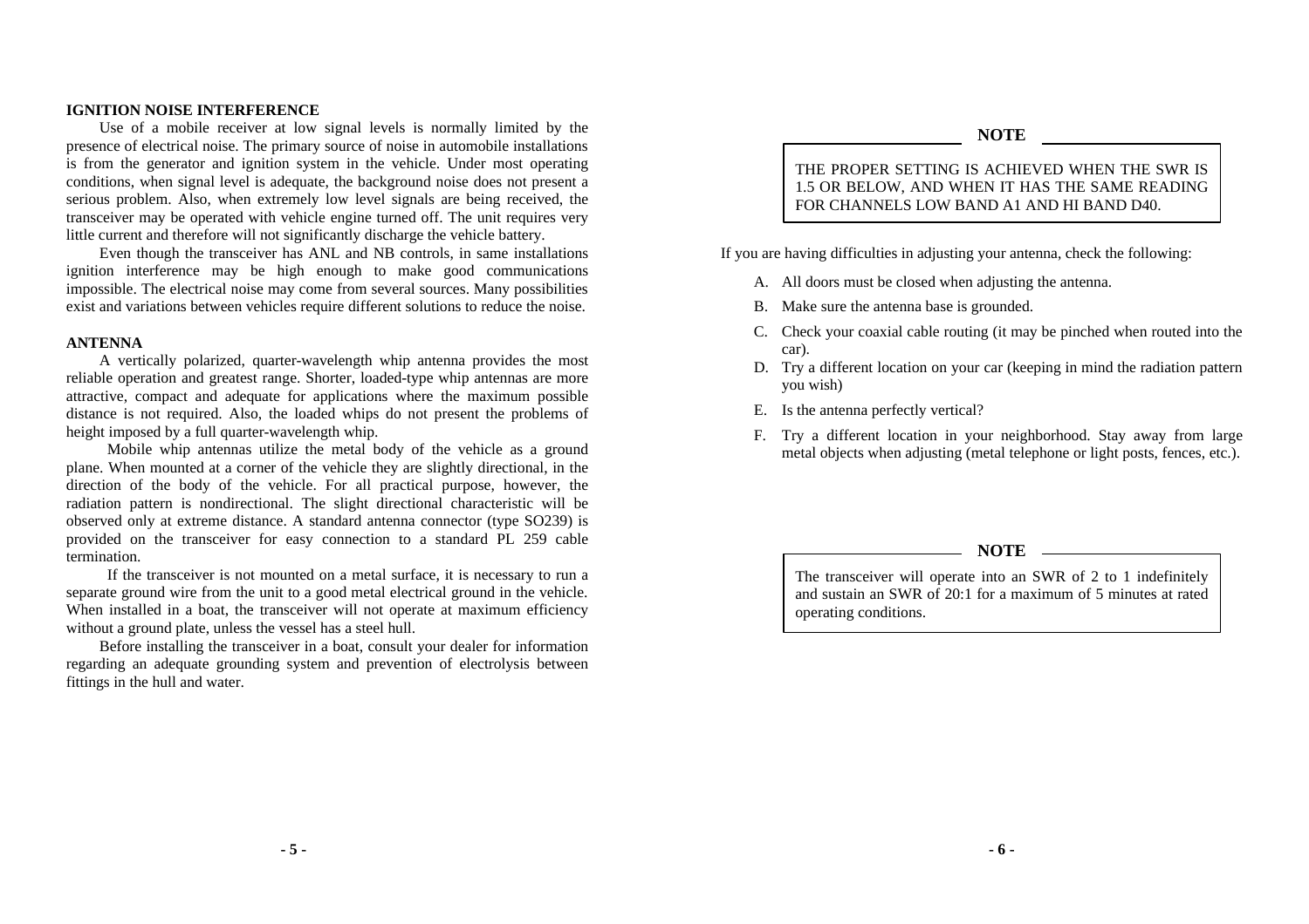## IGNITION NOISE INTERFERENCE

Use of a mobile receiver at low signal levels is normally limited by the presence of electrical noise. The primary source of noise in automobile installations is from the generator and ignition system in the vehicle. Under most operating conditions, when signal level is adequate, the background noise does not present a serious problem. Also, when extremely low level signals are being received, the transceiver may be operated with vehicle engine turned off. The unit requires very little current and therefore will not significantly discharge the vehicle battery.

Even though the transceiver has ANL and NB controls, in same installations ignition interference may be high enough to make good communications impossible. The electrical noise may come from several sources. Many possibilities exist and variations between vehicles require different solutions to reduce the noise.

## ANTENNA

A vertically polarized, quarter-wavelength whip antenna provides the most reliable operation and greatest range. Shorter, loaded-type whip antennas are more attractive, compact and adequate for applications where the maximum possible distance is not required. Also, the loaded whips do not present the problems of height imposed by a full quarter-wavelength whip.

Mobile whip antennas utilize the metal body of the vehicle as a ground plane. When mounted at a corner of the vehicle they are slightly directional, in the direction of the body of the vehicle. For all practical purpose, however, the radiation pattern is nondirectional. The slight directional characteristic will be observed only at extreme distance. A standard antenna connector (type SO239) is provided on the transceiver for easy connection to a standard PL 259 cable termination.

If the transceiver is not mounted on a metal surface, it is necessary to run a separate ground wire from the unit to a good metal electrical ground in the vehicle. When installed in a boat, the transceiver will not operate at maximum efficiency without a ground plate, unless the vessel has a steel hull.

Before installing the transceiver in a boat, consult your dealer for information regarding an adequate grounding system and prevention of electrolysis between fittings in the hull and water.

**NOTE**

THE PROPER SETTING IS ACHIEVED WHEN THE SWR IS 1.5 OR BELOW, AND WHEN IT HAS THE SAME READING FOR CHANNELS LOW BAND A1 AND HI BAND D40.

If you are having difficulties in adjusting your antenna, check the following:

A. All doors must be closed when adjusting the antenna.

B. Make sure the antenna base is grounded.

C. Check your coaxial cable routing (it may be pinched when routed into the car).

D. Try a different location on your car (keeping in mind the radiation pattern you wish)

E. Is the antenna perfectly vertical?

F. Try a different location in your neighborhood. Stay away from large metal objects when adjusting (metal telephone or light posts, fences, etc.).

**NOTE**

The transceiver will operate into an SWR of 2 to 1 indefinitely and sustain an SWR of 20:1 for a maximum of 5 minutes at rated operating conditions.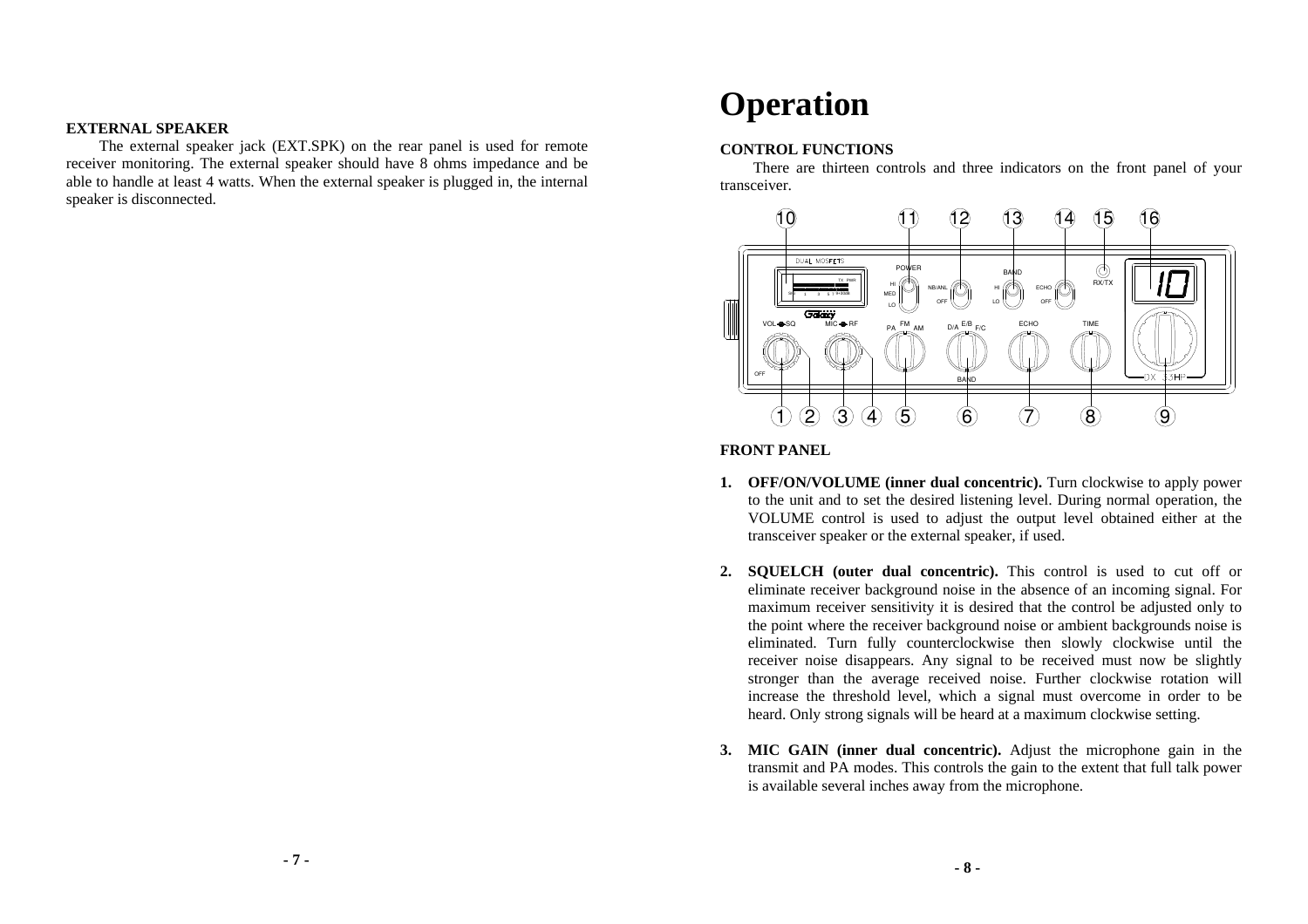### EXTERNAL SPEAKER

The external speaker jack (EXT.SPK) on the rear panel is used for remote receiver monitoring. The external speaker should have 8 ohms impedance and be able to handle at least 4 watts. When the external speaker is plugged in, the internal speaker is disconnected.

# Operation

### CONTROL FUNCTIONS

There are thirteen controls and three indicators on the front panel of your transceiver.

### FRONT PANEL

1. **OFF/ON/VOLUME (inner dual concentric).** Turn clockwise to apply power to the unit and to set the desired listening level. During normal operation, the VOLUME control is used to adjust the output level obtained either at the transceiver speaker or the external speaker, if used.

2. **SQUELCH (outer dual concentric).** This control is used to cut off or eliminate receiver background noise in the absence of an incoming signal. For maximum receiver sensitivity it is desired that the control be adjusted only to the point where the receiver background noise or ambient backgrounds noise is eliminated. Turn fully counterclockwise then slowly clockwise until the receiver noise disappears. Any signal to be received must now be slightly stronger than the average received noise. Further clockwise rotation will increase the threshold level, which a signal must overcome in order to be heard. Only strong signals will be heard at a maximum clockwise setting.

3. **MIC GAIN (inner dual concentric).** Adjust the microphone gain in the transmit and PA modes. This controls the gain to the extent that full talk power is available several inches away from the microphone.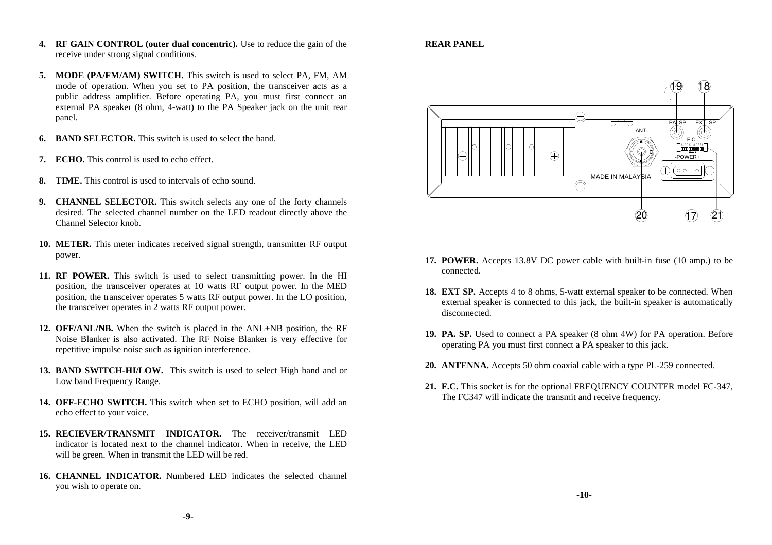4. **RF GAIN CONTROL (outer dual concentric).** Use to reduce the gain of the receive under strong signal conditions.

5. **MODE (PA/FM/AM) SWITCH.** This switch is used to select PA, FM, AM mode of operation. When you set to PA position, the transceiver acts as a public address amplifier. Before operating PA, you must first connect an external PA speaker (8 ohm, 4-watt) to the PA Speaker jack on the unit rear panel.

6. **BAND SELECTOR.** This switch is used to select the band.

7. **ECHO.** This control is used to echo effect.

8. **TIME.** This control is used to intervals of echo sound.

9. **CHANNEL SELECTOR.** This switch selects any one of the forty channels desired. The selected channel number on the LED readout directly above the Channel Selector knob.

10. **METER.** This meter indicates received signal strength, transmitter RF output power.

11. **RF POWER.** This switch is used to select transmitting power. In the HI position, the transceiver operates at 10 watts RF output power. In the MED position, the transceiver operates 5 watts RF output power. In the LO position, the transceiver operates in 2 watts RF output power.

12. **OFF/ANL/NB.** When the switch is placed in the ANL+NB position, the RF Noise Blanker is also activated. The RF Noise Blanker is very effective for repetitive impulse noise such as ignition interference.

13. **BAND SWITCH-HI/LOW.** This switch is used to select High band and or Low band Frequency Range.

14. **OFF-ECHO SWITCH.** This switch when set to ECHO position, will add an echo effect to your voice.

15. **RECIEVER/TRANSMIT INDICATOR.** The receiver/transmit LED indicator is located next to the channel indicator. When in receive, the LED will be green. When in transmit the LED will be red.

16. **CHANNEL INDICATOR.** Numbered LED indicates the selected channel you wish to operate on.

**REAR PANEL**

19 18

PA. SP. EXT. SP ANT. F.C. -POWER+ MADE IN MALAYSIA

20 17 21

17. **POWER.** Accepts 13.8V DC power cable with built-in fuse (10 amp.) to be connected.

18. **EXT SP.** Accepts 4 to 8 ohms, 5-watt external speaker to be connected. When external speaker is connected to this jack, the built-in speaker is automatically disconnected.

19. **PA. SP.** Used to connect a PA speaker (8 ohm 4W) for PA operation. Before operating PA you must first connect a PA speaker to this jack.

20. **ANTENNA.** Accepts 50 ohm coaxial cable with a type PL-259 connected.

21. **F.C.** This socket is for the optional FREQUENCY COUNTER model FC-347, The FC347 will indicate the transmit and receive frequency.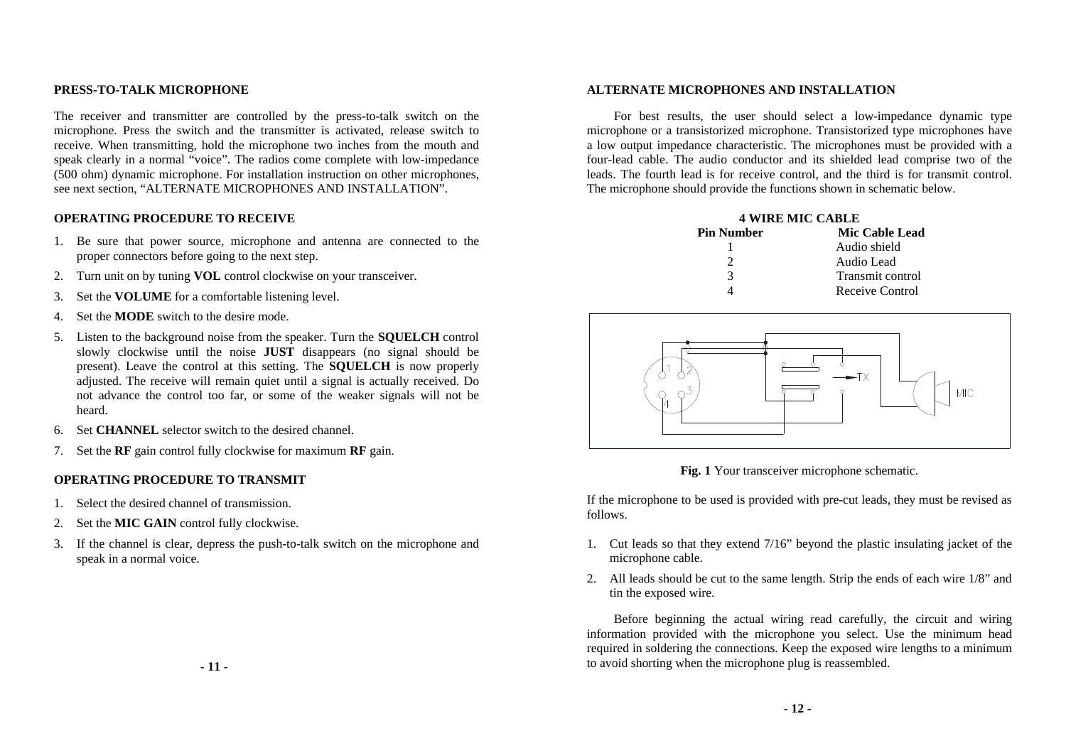## PRESS-TO-TALK MICROPHONE

The receiver and transmitter are controlled by the press-to-talk switch on the microphone. Press the switch and the transmitter is activated, release switch to receive. When transmitting, hold the microphone two inches from the mouth and speak clearly in a normal "voice". The radios come complete with low-impedance (500 ohm) dynamic microphone. For installation instruction on other microphones, see next section, "ALTERNATE MICROPHONES AND INSTALLATION".

## OPERATING PROCEDURE TO RECEIVE

1. Be sure that power source, microphone and antenna are connected to the proper connectors before going to the next step.
2. Turn unit on by tuning **VOL** control clockwise on your transceiver.
3. Set the **VOLUME** for a comfortable listening level.
4. Set the **MODE** switch to the desire mode.
5. Listen to the background noise from the speaker. Turn the **SQUELCH** control slowly clockwise until the noise **JUST** disappears (no signal should be present). Leave the control at this setting. The **SQUELCH** is now properly adjusted. The receive will remain quiet until a signal is actually received. Do not advance the control too far, or some of the weaker signals will not be heard.
6. Set **CHANNEL** selector switch to the desired channel.
7. Set the **RF** gain control fully clockwise for maximum **RF** gain.

## OPERATING PROCEDURE TO TRANSMIT

1. Select the desired channel of transmission.
2. Set the **MIC GAIN** control fully clockwise.
3. If the channel is clear, depress the push-to-talk switch on the microphone and speak in a normal voice.

## ALTERNATE MICROPHONES AND INSTALLATION

For best results, the user should select a low-impedance dynamic type microphone or a transistorized microphone. Transistorized type microphones have a low output impedance characteristic. The microphones must be provided with a four-lead cable. The audio conductor and its shielded lead comprise two of the leads. The fourth lead is for receive control, and the third is for transmit control. The microphone should provide the functions shown in schematic below.

**4 WIRE MIC CABLE**

| Pin Number | Mic Cable Lead |
|---|---|
| 1 | Audio shield |
| 2 | Audio Lead |
| 3 | Transmit control |
| 4 | Receive Control |

**Fig. 1** Your transceiver microphone schematic.

If the microphone to be used is provided with pre-cut leads, they must be revised as follows.

1. Cut leads so that they extend 7/16" beyond the plastic insulating jacket of the microphone cable.
2. All leads should be cut to the same length. Strip the ends of each wire 1/8" and tin the exposed wire.

Before beginning the actual wiring read carefully, the circuit and wiring information provided with the microphone you select. Use the minimum head required in soldering the connections. Keep the exposed wire lengths to a minimum to avoid shorting when the microphone plug is reassembled.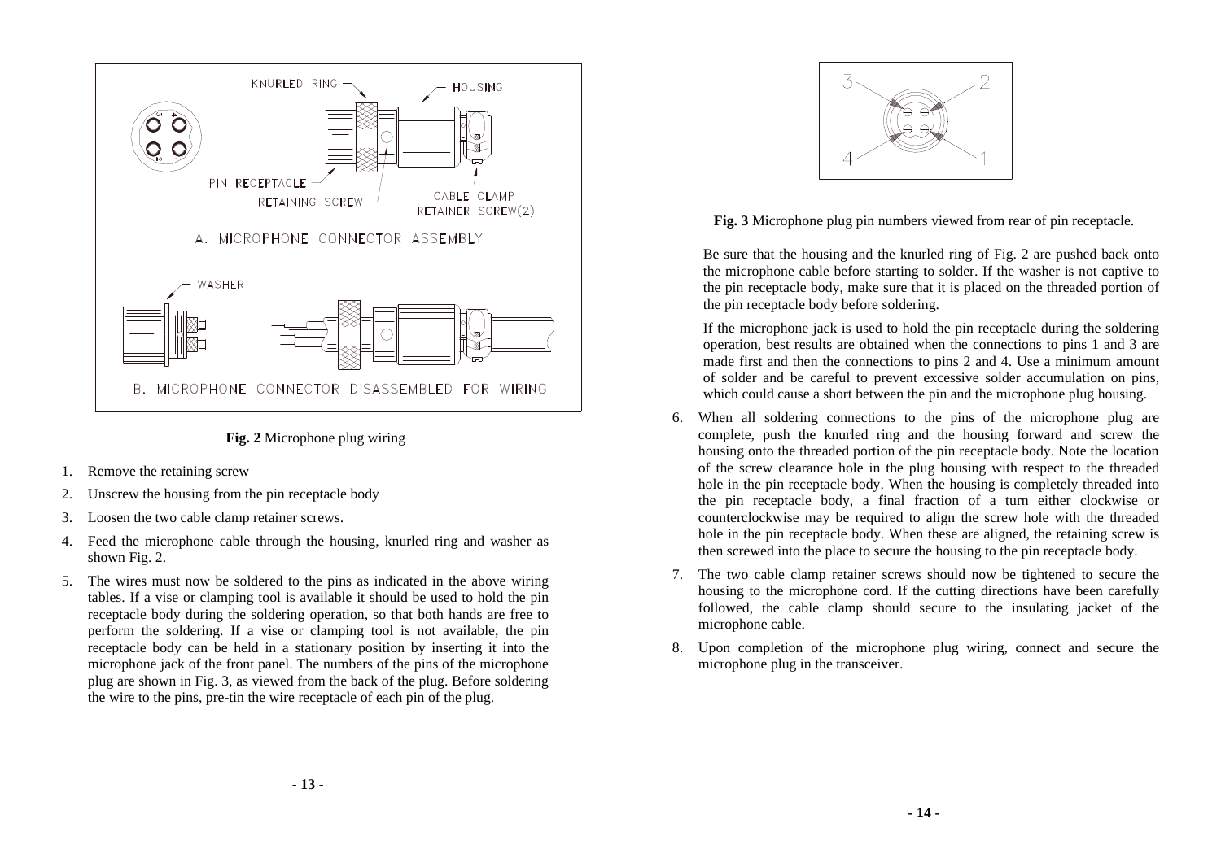KNURLED RING

HOUSING

PIN RECEPTACLE

RETAINING SCREW

CABLE CLAMP RETAINER SCREW(2)

A. MICROPHONE CONNECTOR ASSEMBLY

WASHER

B. MICROPHONE CONNECTOR DISASSEMBLED FOR WIRING

**Fig. 2** Microphone plug wiring

1. Remove the retaining screw
2. Unscrew the housing from the pin receptacle body
3. Loosen the two cable clamp retainer screws.
4. Feed the microphone cable through the housing, knurled ring and washer as shown Fig. 2.
5. The wires must now be soldered to the pins as indicated in the above wiring tables. If a vise or clamping tool is available it should be used to hold the pin receptacle body during the soldering operation, so that both hands are free to perform the soldering. If a vise or clamping tool is not available, the pin receptacle body can be held in a stationary position by inserting it into the microphone jack of the front panel. The numbers of the pins of the microphone plug are shown in Fig. 3, as viewed from the back of the plug. Before soldering the wire to the pins, pre-tin the wire receptacle of each pin of the plug.

3 2

4 1

**Fig. 3** Microphone plug pin numbers viewed from rear of pin receptacle.

Be sure that the housing and the knurled ring of Fig. 2 are pushed back onto the microphone cable before starting to solder. If the washer is not captive to the pin receptacle body, make sure that it is placed on the threaded portion of the pin receptacle body before soldering.

If the microphone jack is used to hold the pin receptacle during the soldering operation, best results are obtained when the connections to pins 1 and 3 are made first and then the connections to pins 2 and 4. Use a minimum amount of solder and be careful to prevent excessive solder accumulation on pins, which could cause a short between the pin and the microphone plug housing.

6. When all soldering connections to the pins of the microphone plug are complete, push the knurled ring and the housing forward and screw the housing onto the threaded portion of the pin receptacle body. Note the location of the screw clearance hole in the plug housing with respect to the threaded hole in the pin receptacle body. When the housing is completely threaded into the pin receptacle body, a final fraction of a turn either clockwise or counterclockwise may be required to align the screw hole with the threaded hole in the pin receptacle body. When these are aligned, the retaining screw is then screwed into the place to secure the housing to the pin receptacle body.
7. The two cable clamp retainer screws should now be tightened to secure the housing to the microphone cord. If the cutting directions have been carefully followed, the cable clamp should secure to the insulating jacket of the microphone cable.
8. Upon completion of the microphone plug wiring, connect and secure the microphone plug in the transceiver.